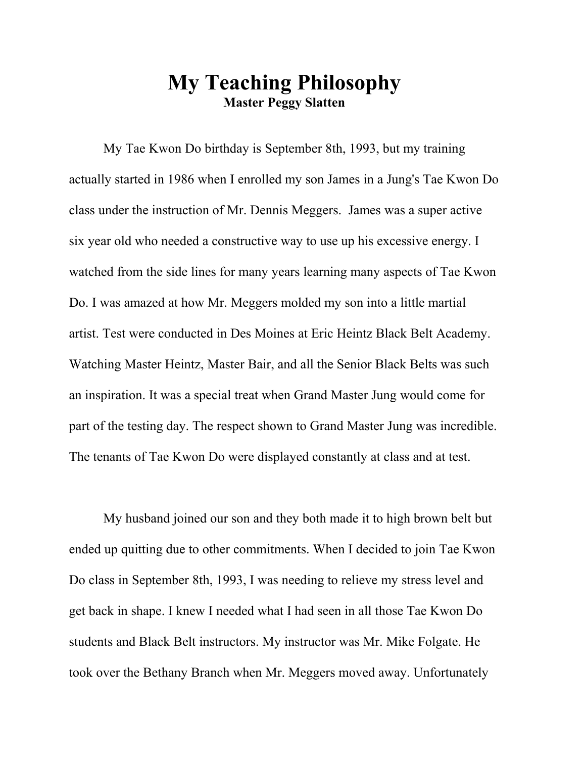# My Teaching Philosophy

**Master Peggy Slatten**

My Tae Kwon Do birthday is September 8th, 1993, but my training actually started in 1986 when I enrolled my son James in a Jung's Tae Kwon Do class under the instruction of Mr. Dennis Meggers. James was a super active six year old who needed a constructive way to use up his excessive energy. I watched from the side lines for many years learning many aspects of Tae Kwon Do. I was amazed at how Mr. Meggers molded my son into a little martial artist. Test were conducted in Des Moines at Eric Heintz Black Belt Academy. Watching Master Heintz, Master Bair, and all the Senior Black Belts was such an inspiration. It was a special treat when Grand Master Jung would come for part of the testing day. The respect shown to Grand Master Jung was incredible. The tenants of Tae Kwon Do were displayed constantly at class and at test.

My husband joined our son and they both made it to high brown belt but ended up quitting due to other commitments. When I decided to join Tae Kwon Do class in September 8th, 1993, I was needing to relieve my stress level and get back in shape. I knew I needed what I had seen in all those Tae Kwon Do students and Black Belt instructors. My instructor was Mr. Mike Folgate. He took over the Bethany Branch when Mr. Meggers moved away. Unfortunately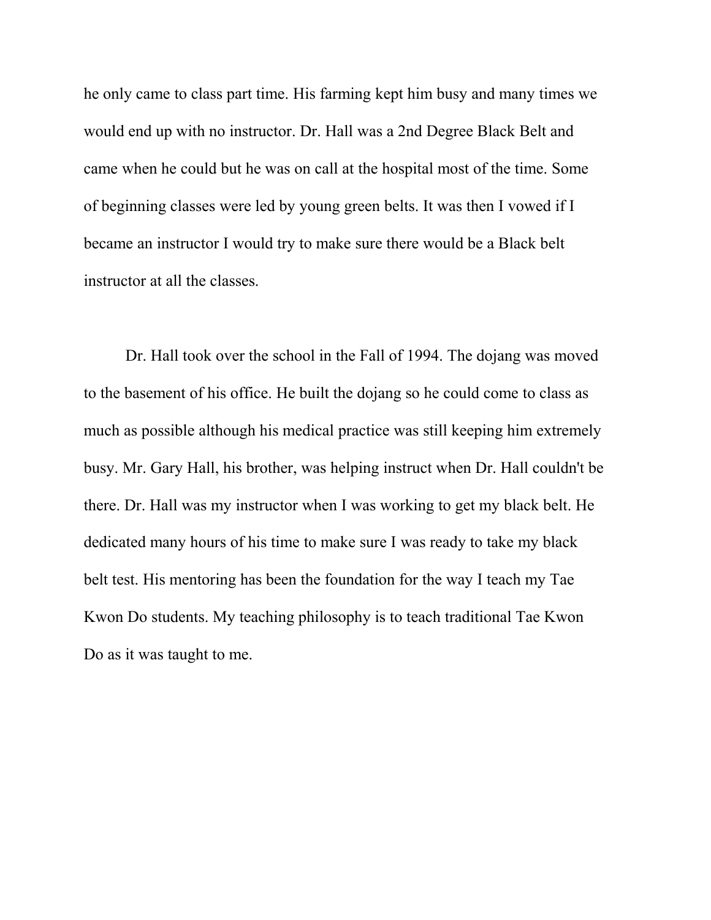he only came to class part time. His farming kept him busy and many times we would end up with no instructor. Dr. Hall was a 2nd Degree Black Belt and came when he could but he was on call at the hospital most of the time. Some of beginning classes were led by young green belts. It was then I vowed if I became an instructor I would try to make sure there would be a Black belt instructor at all the classes.

Dr. Hall took over the school in the Fall of 1994. The dojang was moved to the basement of his office. He built the dojang so he could come to class as much as possible although his medical practice was still keeping him extremely busy. Mr. Gary Hall, his brother, was helping instruct when Dr. Hall couldn't be there. Dr. Hall was my instructor when I was working to get my black belt. He dedicated many hours of his time to make sure I was ready to take my black belt test. His mentoring has been the foundation for the way I teach my Tae Kwon Do students. My teaching philosophy is to teach traditional Tae Kwon Do as it was taught to me.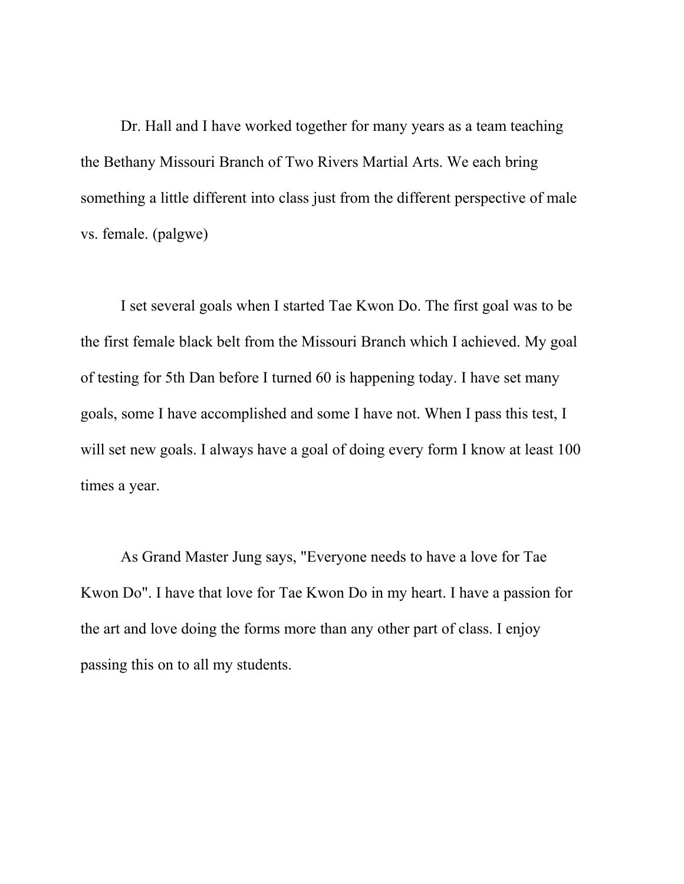Dr. Hall and I have worked together for many years as a team teaching the Bethany Missouri Branch of Two Rivers Martial Arts. We each bring something a little different into class just from the different perspective of male vs. female. (palgwe)

I set several goals when I started Tae Kwon Do. The first goal was to be the first female black belt from the Missouri Branch which I achieved. My goal of testing for 5th Dan before I turned 60 is happening today. I have set many goals, some I have accomplished and some I have not. When I pass this test, I will set new goals. I always have a goal of doing every form I know at least 100 times a year.

As Grand Master Jung says, "Everyone needs to have a love for Tae Kwon Do". I have that love for Tae Kwon Do in my heart. I have a passion for the art and love doing the forms more than any other part of class. I enjoy passing this on to all my students.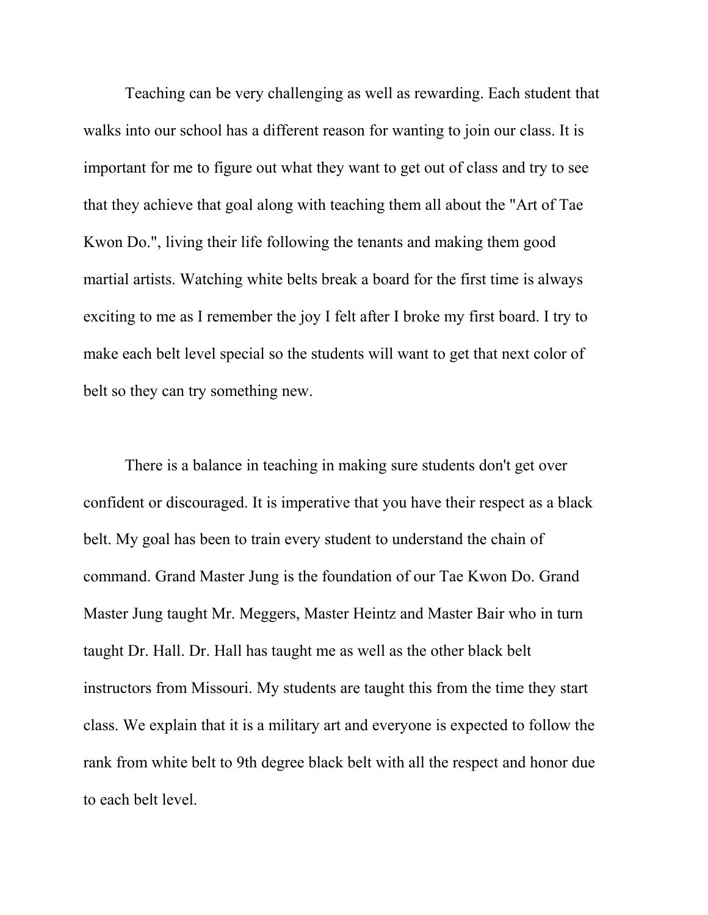Teaching can be very challenging as well as rewarding. Each student that walks into our school has a different reason for wanting to join our class. It is important for me to figure out what they want to get out of class and try to see that they achieve that goal along with teaching them all about the "Art of Tae Kwon Do.", living their life following the tenants and making them good martial artists. Watching white belts break a board for the first time is always exciting to me as I remember the joy I felt after I broke my first board. I try to make each belt level special so the students will want to get that next color of belt so they can try something new.

There is a balance in teaching in making sure students don't get over confident or discouraged. It is imperative that you have their respect as a black belt. My goal has been to train every student to understand the chain of command. Grand Master Jung is the foundation of our Tae Kwon Do. Grand Master Jung taught Mr. Meggers, Master Heintz and Master Bair who in turn taught Dr. Hall. Dr. Hall has taught me as well as the other black belt instructors from Missouri. My students are taught this from the time they start class. We explain that it is a military art and everyone is expected to follow the rank from white belt to 9th degree black belt with all the respect and honor due to each belt level.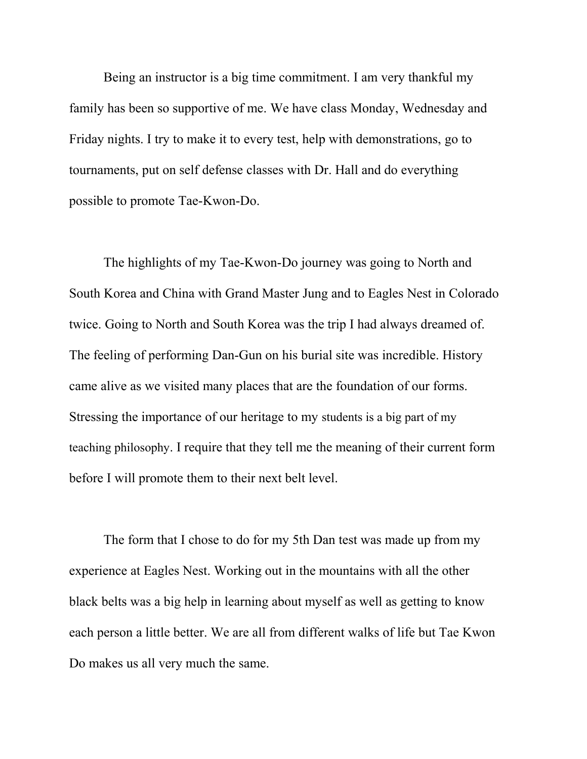Being an instructor is a big time commitment. I am very thankful my family has been so supportive of me. We have class Monday, Wednesday and Friday nights. I try to make it to every test, help with demonstrations, go to tournaments, put on self defense classes with Dr. Hall and do everything possible to promote Tae-Kwon-Do.

The highlights of my Tae-Kwon-Do journey was going to North and South Korea and China with Grand Master Jung and to Eagles Nest in Colorado twice. Going to North and South Korea was the trip I had always dreamed of. The feeling of performing Dan-Gun on his burial site was incredible. History came alive as we visited many places that are the foundation of our forms. Stressing the importance of our heritage to my students is a big part of my teaching philosophy. I require that they tell me the meaning of their current form before I will promote them to their next belt level.

The form that I chose to do for my 5th Dan test was made up from my experience at Eagles Nest. Working out in the mountains with all the other black belts was a big help in learning about myself as well as getting to know each person a little better. We are all from different walks of life but Tae Kwon Do makes us all very much the same.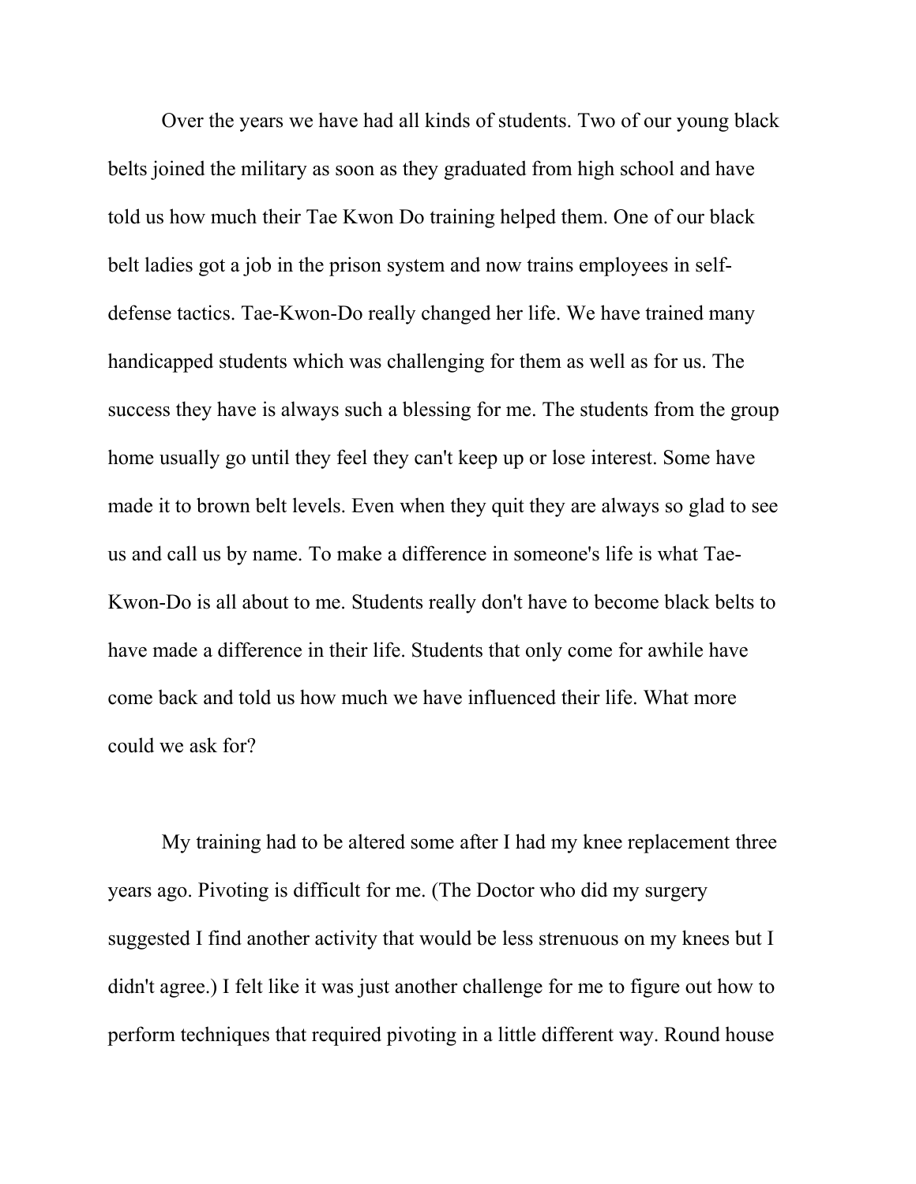Over the years we have had all kinds of students. Two of our young black belts joined the military as soon as they graduated from high school and have told us how much their Tae Kwon Do training helped them. One of our black belt ladies got a job in the prison system and now trains employees in self-defense tactics. Tae-Kwon-Do really changed her life. We have trained many handicapped students which was challenging for them as well as for us. The success they have is always such a blessing for me. The students from the group home usually go until they feel they can't keep up or lose interest. Some have made it to brown belt levels. Even when they quit they are always so glad to see us and call us by name. To make a difference in someone's life is what Tae-Kwon-Do is all about to me. Students really don't have to become black belts to have made a difference in their life. Students that only come for awhile have come back and told us how much we have influenced their life. What more could we ask for?

My training had to be altered some after I had my knee replacement three years ago. Pivoting is difficult for me. (The Doctor who did my surgery suggested I find another activity that would be less strenuous on my knees but I didn't agree.) I felt like it was just another challenge for me to figure out how to perform techniques that required pivoting in a little different way. Round house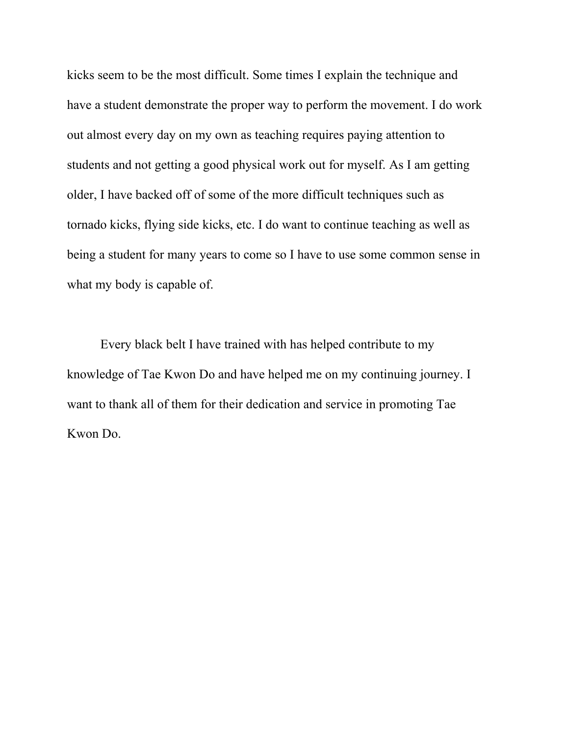kicks seem to be the most difficult. Some times I explain the technique and have a student demonstrate the proper way to perform the movement. I do work out almost every day on my own as teaching requires paying attention to students and not getting a good physical work out for myself. As I am getting older, I have backed off of some of the more difficult techniques such as tornado kicks, flying side kicks, etc. I do want to continue teaching as well as being a student for many years to come so I have to use some common sense in what my body is capable of.

Every black belt I have trained with has helped contribute to my knowledge of Tae Kwon Do and have helped me on my continuing journey. I want to thank all of them for their dedication and service in promoting Tae Kwon Do.